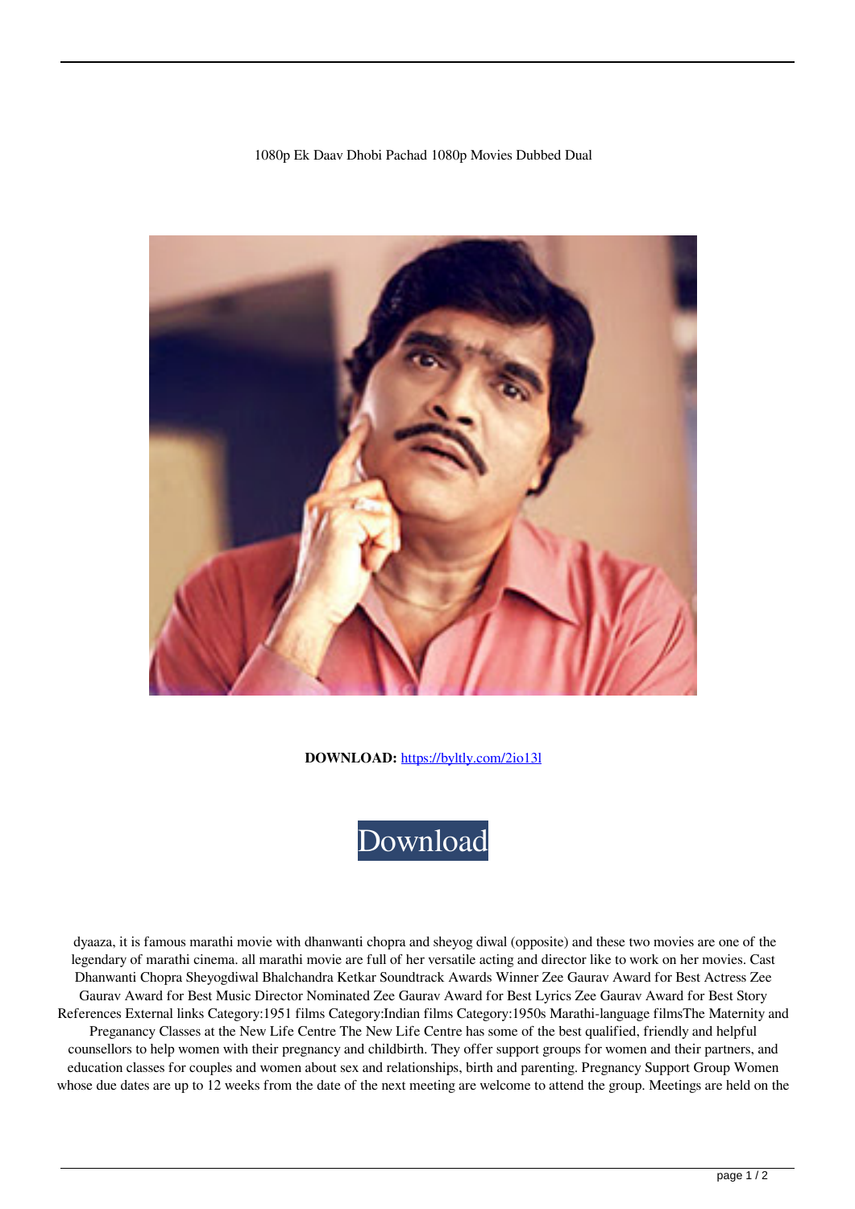1080p Ek Daav Dhobi Pachad 1080p Movies Dubbed Dual

**DOWNLOAD:** https://byltly.com/2io13l

Download

dyaaza, it is famous marathi movie with dhanwanti chopra and sheyog diwal (opposite) and these two movies are one of the legendary of marathi cinema. all marathi movie are full of her versatile acting and director like to work on her movies. Cast Dhanwanti Chopra Sheyogdiwal Bhalchandra Ketkar Soundtrack Awards Winner Zee Gaurav Award for Best Actress Zee Gaurav Award for Best Music Director Nominated Zee Gaurav Award for Best Lyrics Zee Gaurav Award for Best Story References External links Category:1951 films Category:Indian films Category:1950s Marathi-language filmsThe Maternity and Preganancy Classes at the New Life Centre The New Life Centre has some of the best qualified, friendly and helpful counsellors to help women with their pregnancy and childbirth. They offer support groups for women and their partners, and education classes for couples and women about sex and relationships, birth and parenting. Pregnancy Support Group Women whose due dates are up to 12 weeks from the date of the next meeting are welcome to attend the group. Meetings are held on the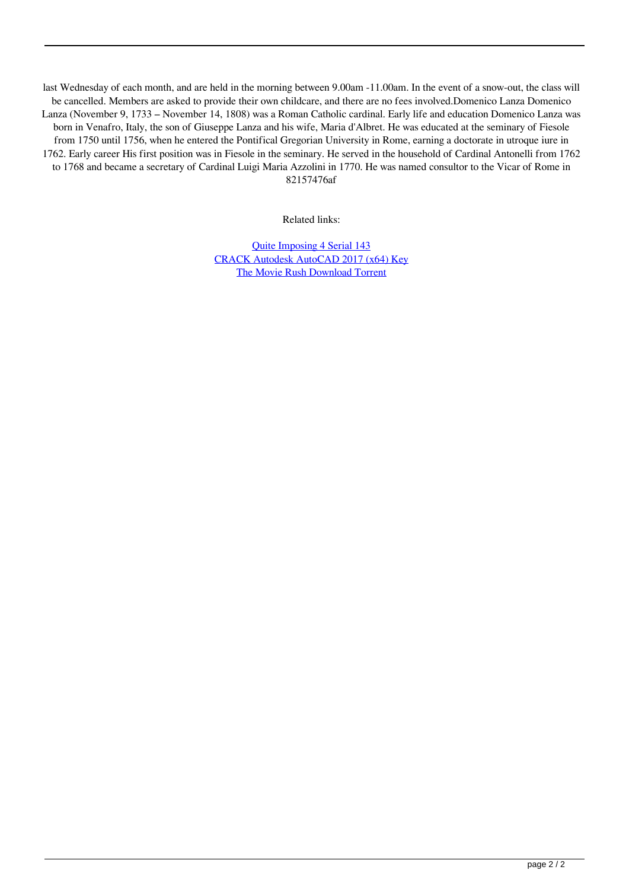last Wednesday of each month, and are held in the morning between 9.00am -11.00am. In the event of a snow-out, the class will be cancelled. Members are asked to provide their own childcare, and there are no fees involved.Domenico Lanza Domenico Lanza (November 9, 1733 – November 14, 1808) was a Roman Catholic cardinal. Early life and education Domenico Lanza was born in Venafro, Italy, the son of Giuseppe Lanza and his wife, Maria d'Albret. He was educated at the seminary of Fiesole from 1750 until 1756, when he entered the Pontifical Gregorian University in Rome, earning a doctorate in utroque iure in 1762. Early career His first position was in Fiesole in the seminary. He served in the household of Cardinal Antonelli from 1762 to 1768 and became a secretary of Cardinal Luigi Maria Azzolini in 1770. He was named consultor to the Vicar of Rome in 82157476af

Related links:

Quite Imposing 4 Serial 143
CRACK Autodesk AutoCAD 2017 (x64) Key
The Movie Rush Download Torrent